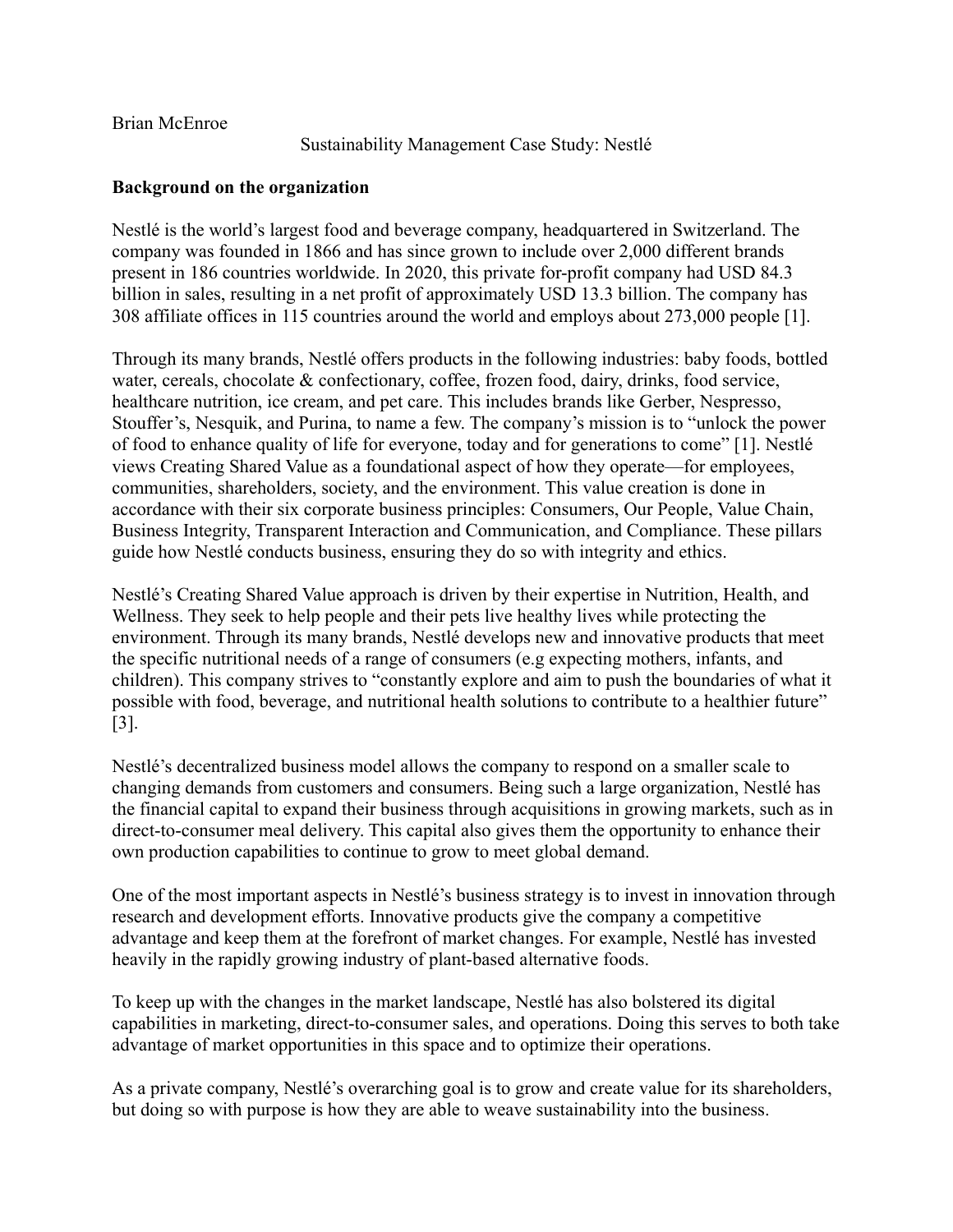Brian McEnroe

# Sustainability Management Case Study: Nestlé

**Background on the organization**

Nestlé is the world's largest food and beverage company, headquartered in Switzerland. The company was founded in 1866 and has since grown to include over 2,000 different brands present in 186 countries worldwide. In 2020, this private for-profit company had USD 84.3 billion in sales, resulting in a net profit of approximately USD 13.3 billion. The company has 308 affiliate offices in 115 countries around the world and employs about 273,000 people [1].

Through its many brands, Nestlé offers products in the following industries: baby foods, bottled water, cereals, chocolate & confectionary, coffee, frozen food, dairy, drinks, food service, healthcare nutrition, ice cream, and pet care. This includes brands like Gerber, Nespresso, Stouffer's, Nesquik, and Purina, to name a few. The company's mission is to "unlock the power of food to enhance quality of life for everyone, today and for generations to come" [1]. Nestlé views Creating Shared Value as a foundational aspect of how they operate—for employees, communities, shareholders, society, and the environment. This value creation is done in accordance with their six corporate business principles: Consumers, Our People, Value Chain, Business Integrity, Transparent Interaction and Communication, and Compliance. These pillars guide how Nestlé conducts business, ensuring they do so with integrity and ethics.

Nestlé's Creating Shared Value approach is driven by their expertise in Nutrition, Health, and Wellness. They seek to help people and their pets live healthy lives while protecting the environment. Through its many brands, Nestlé develops new and innovative products that meet the specific nutritional needs of a range of consumers (e.g expecting mothers, infants, and children). This company strives to "constantly explore and aim to push the boundaries of what it possible with food, beverage, and nutritional health solutions to contribute to a healthier future" [3].

Nestlé's decentralized business model allows the company to respond on a smaller scale to changing demands from customers and consumers. Being such a large organization, Nestlé has the financial capital to expand their business through acquisitions in growing markets, such as in direct-to-consumer meal delivery. This capital also gives them the opportunity to enhance their own production capabilities to continue to grow to meet global demand.

One of the most important aspects in Nestlé's business strategy is to invest in innovation through research and development efforts. Innovative products give the company a competitive advantage and keep them at the forefront of market changes. For example, Nestlé has invested heavily in the rapidly growing industry of plant-based alternative foods.

To keep up with the changes in the market landscape, Nestlé has also bolstered its digital capabilities in marketing, direct-to-consumer sales, and operations. Doing this serves to both take advantage of market opportunities in this space and to optimize their operations.

As a private company, Nestlé's overarching goal is to grow and create value for its shareholders, but doing so with purpose is how they are able to weave sustainability into the business.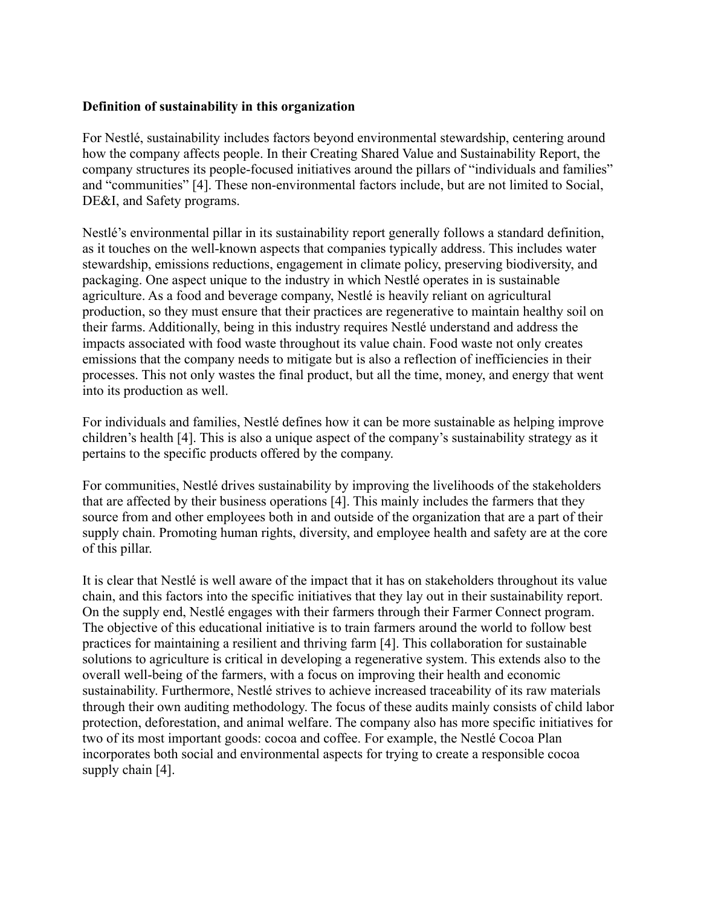**Definition of sustainability in this organization**

For Nestlé, sustainability includes factors beyond environmental stewardship, centering around how the company affects people. In their Creating Shared Value and Sustainability Report, the company structures its people-focused initiatives around the pillars of "individuals and families" and "communities" [4]. These non-environmental factors include, but are not limited to Social, DE&I, and Safety programs.

Nestlé's environmental pillar in its sustainability report generally follows a standard definition, as it touches on the well-known aspects that companies typically address. This includes water stewardship, emissions reductions, engagement in climate policy, preserving biodiversity, and packaging. One aspect unique to the industry in which Nestlé operates in is sustainable agriculture. As a food and beverage company, Nestlé is heavily reliant on agricultural production, so they must ensure that their practices are regenerative to maintain healthy soil on their farms. Additionally, being in this industry requires Nestlé understand and address the impacts associated with food waste throughout its value chain. Food waste not only creates emissions that the company needs to mitigate but is also a reflection of inefficiencies in their processes. This not only wastes the final product, but all the time, money, and energy that went into its production as well.

For individuals and families, Nestlé defines how it can be more sustainable as helping improve children's health [4]. This is also a unique aspect of the company's sustainability strategy as it pertains to the specific products offered by the company.

For communities, Nestlé drives sustainability by improving the livelihoods of the stakeholders that are affected by their business operations [4]. This mainly includes the farmers that they source from and other employees both in and outside of the organization that are a part of their supply chain. Promoting human rights, diversity, and employee health and safety are at the core of this pillar.

It is clear that Nestlé is well aware of the impact that it has on stakeholders throughout its value chain, and this factors into the specific initiatives that they lay out in their sustainability report. On the supply end, Nestlé engages with their farmers through their Farmer Connect program. The objective of this educational initiative is to train farmers around the world to follow best practices for maintaining a resilient and thriving farm [4]. This collaboration for sustainable solutions to agriculture is critical in developing a regenerative system. This extends also to the overall well-being of the farmers, with a focus on improving their health and economic sustainability. Furthermore, Nestlé strives to achieve increased traceability of its raw materials through their own auditing methodology. The focus of these audits mainly consists of child labor protection, deforestation, and animal welfare. The company also has more specific initiatives for two of its most important goods: cocoa and coffee. For example, the Nestlé Cocoa Plan incorporates both social and environmental aspects for trying to create a responsible cocoa supply chain [4].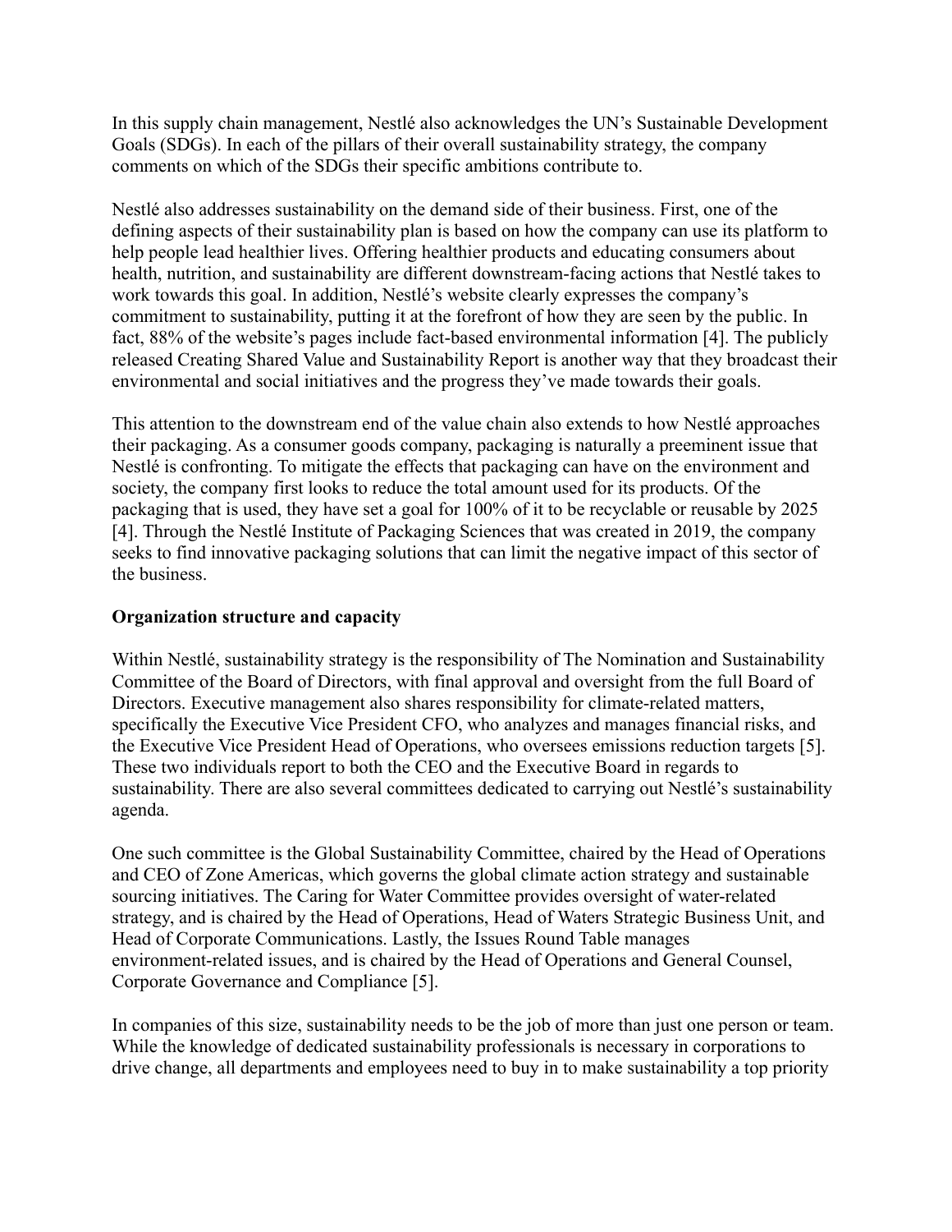In this supply chain management, Nestlé also acknowledges the UN's Sustainable Development Goals (SDGs). In each of the pillars of their overall sustainability strategy, the company comments on which of the SDGs their specific ambitions contribute to.

Nestlé also addresses sustainability on the demand side of their business. First, one of the defining aspects of their sustainability plan is based on how the company can use its platform to help people lead healthier lives. Offering healthier products and educating consumers about health, nutrition, and sustainability are different downstream-facing actions that Nestlé takes to work towards this goal. In addition, Nestlé's website clearly expresses the company's commitment to sustainability, putting it at the forefront of how they are seen by the public. In fact, 88% of the website's pages include fact-based environmental information [4]. The publicly released Creating Shared Value and Sustainability Report is another way that they broadcast their environmental and social initiatives and the progress they've made towards their goals.

This attention to the downstream end of the value chain also extends to how Nestlé approaches their packaging. As a consumer goods company, packaging is naturally a preeminent issue that Nestlé is confronting. To mitigate the effects that packaging can have on the environment and society, the company first looks to reduce the total amount used for its products. Of the packaging that is used, they have set a goal for 100% of it to be recyclable or reusable by 2025 [4]. Through the Nestlé Institute of Packaging Sciences that was created in 2019, the company seeks to find innovative packaging solutions that can limit the negative impact of this sector of the business.

**Organization structure and capacity**

Within Nestlé, sustainability strategy is the responsibility of The Nomination and Sustainability Committee of the Board of Directors, with final approval and oversight from the full Board of Directors. Executive management also shares responsibility for climate-related matters, specifically the Executive Vice President CFO, who analyzes and manages financial risks, and the Executive Vice President Head of Operations, who oversees emissions reduction targets [5]. These two individuals report to both the CEO and the Executive Board in regards to sustainability. There are also several committees dedicated to carrying out Nestlé's sustainability agenda.

One such committee is the Global Sustainability Committee, chaired by the Head of Operations and CEO of Zone Americas, which governs the global climate action strategy and sustainable sourcing initiatives. The Caring for Water Committee provides oversight of water-related strategy, and is chaired by the Head of Operations, Head of Waters Strategic Business Unit, and Head of Corporate Communications. Lastly, the Issues Round Table manages environment-related issues, and is chaired by the Head of Operations and General Counsel, Corporate Governance and Compliance [5].

In companies of this size, sustainability needs to be the job of more than just one person or team. While the knowledge of dedicated sustainability professionals is necessary in corporations to drive change, all departments and employees need to buy in to make sustainability a top priority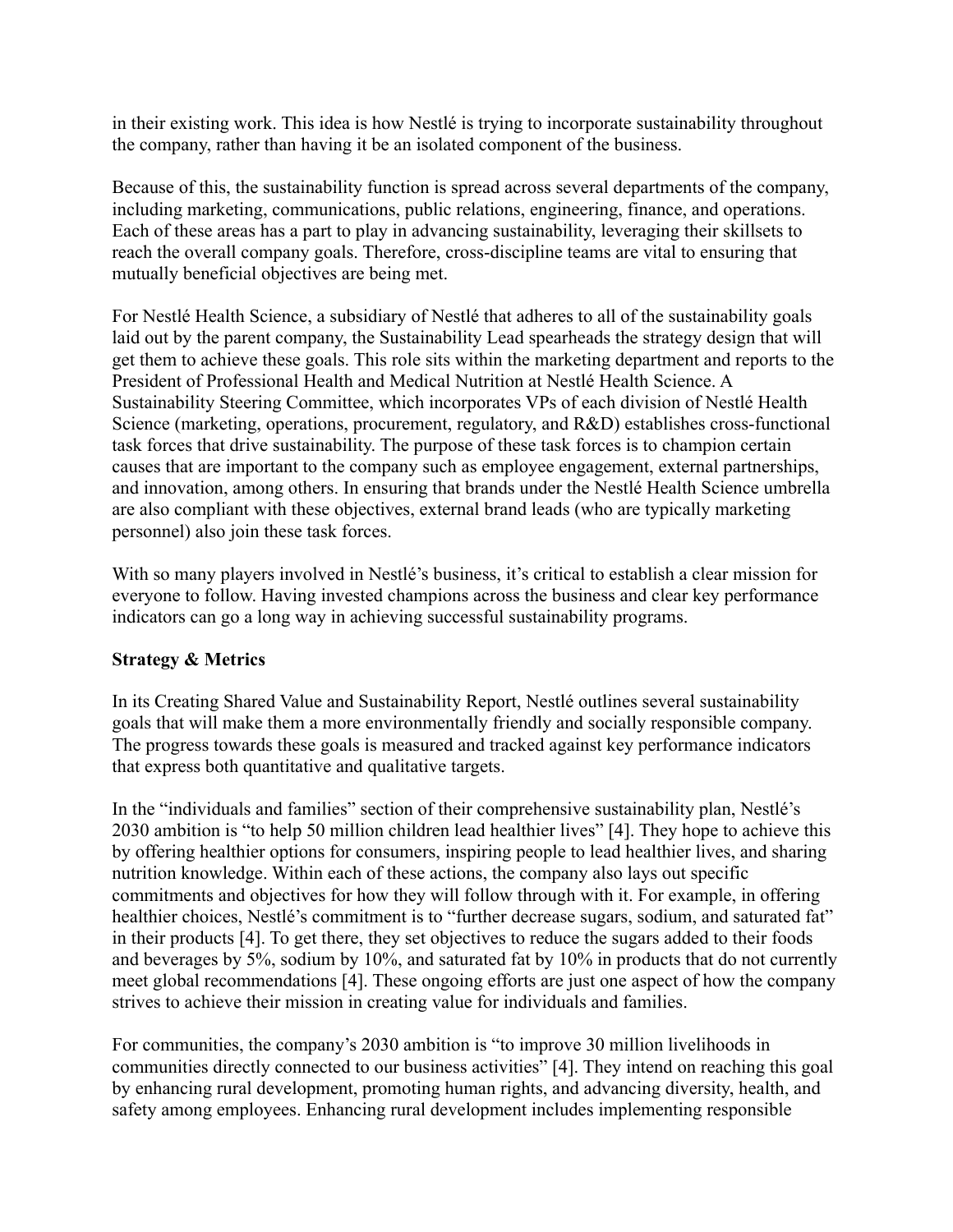in their existing work. This idea is how Nestlé is trying to incorporate sustainability throughout the company, rather than having it be an isolated component of the business.

Because of this, the sustainability function is spread across several departments of the company, including marketing, communications, public relations, engineering, finance, and operations. Each of these areas has a part to play in advancing sustainability, leveraging their skillsets to reach the overall company goals. Therefore, cross-discipline teams are vital to ensuring that mutually beneficial objectives are being met.

For Nestlé Health Science, a subsidiary of Nestlé that adheres to all of the sustainability goals laid out by the parent company, the Sustainability Lead spearheads the strategy design that will get them to achieve these goals. This role sits within the marketing department and reports to the President of Professional Health and Medical Nutrition at Nestlé Health Science. A Sustainability Steering Committee, which incorporates VPs of each division of Nestlé Health Science (marketing, operations, procurement, regulatory, and R&D) establishes cross-functional task forces that drive sustainability. The purpose of these task forces is to champion certain causes that are important to the company such as employee engagement, external partnerships, and innovation, among others. In ensuring that brands under the Nestlé Health Science umbrella are also compliant with these objectives, external brand leads (who are typically marketing personnel) also join these task forces.

With so many players involved in Nestlé's business, it's critical to establish a clear mission for everyone to follow. Having invested champions across the business and clear key performance indicators can go a long way in achieving successful sustainability programs.

**Strategy & Metrics**

In its Creating Shared Value and Sustainability Report, Nestlé outlines several sustainability goals that will make them a more environmentally friendly and socially responsible company. The progress towards these goals is measured and tracked against key performance indicators that express both quantitative and qualitative targets.

In the "individuals and families" section of their comprehensive sustainability plan, Nestlé's 2030 ambition is "to help 50 million children lead healthier lives" [4]. They hope to achieve this by offering healthier options for consumers, inspiring people to lead healthier lives, and sharing nutrition knowledge. Within each of these actions, the company also lays out specific commitments and objectives for how they will follow through with it. For example, in offering healthier choices, Nestlé's commitment is to "further decrease sugars, sodium, and saturated fat" in their products [4]. To get there, they set objectives to reduce the sugars added to their foods and beverages by 5%, sodium by 10%, and saturated fat by 10% in products that do not currently meet global recommendations [4]. These ongoing efforts are just one aspect of how the company strives to achieve their mission in creating value for individuals and families.

For communities, the company's 2030 ambition is "to improve 30 million livelihoods in communities directly connected to our business activities" [4]. They intend on reaching this goal by enhancing rural development, promoting human rights, and advancing diversity, health, and safety among employees. Enhancing rural development includes implementing responsible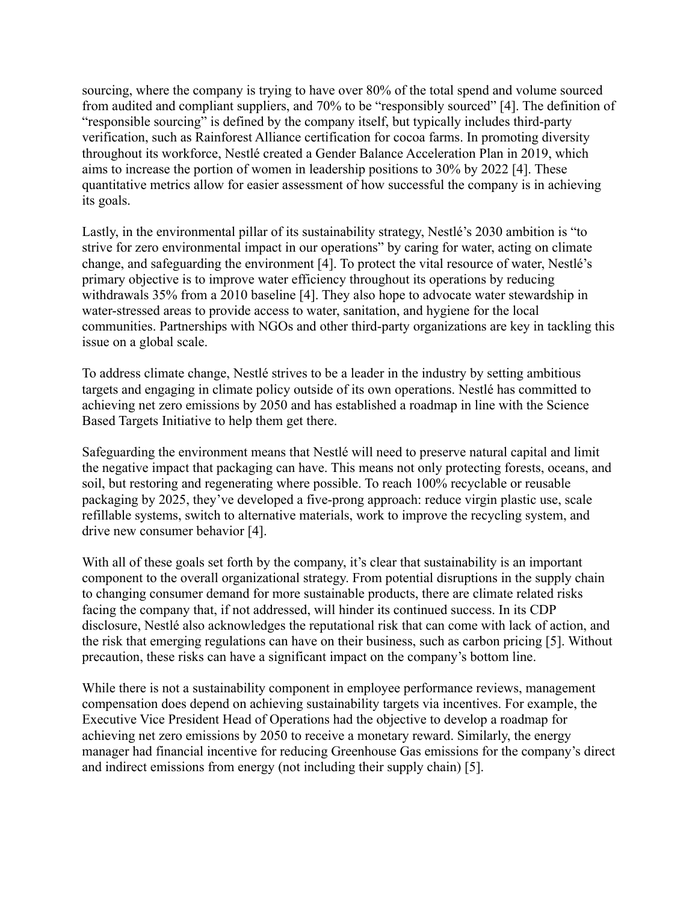sourcing, where the company is trying to have over 80% of the total spend and volume sourced from audited and compliant suppliers, and 70% to be "responsibly sourced" [4]. The definition of "responsible sourcing" is defined by the company itself, but typically includes third-party verification, such as Rainforest Alliance certification for cocoa farms. In promoting diversity throughout its workforce, Nestlé created a Gender Balance Acceleration Plan in 2019, which aims to increase the portion of women in leadership positions to 30% by 2022 [4]. These quantitative metrics allow for easier assessment of how successful the company is in achieving its goals.

Lastly, in the environmental pillar of its sustainability strategy, Nestlé's 2030 ambition is "to strive for zero environmental impact in our operations" by caring for water, acting on climate change, and safeguarding the environment [4]. To protect the vital resource of water, Nestlé's primary objective is to improve water efficiency throughout its operations by reducing withdrawals 35% from a 2010 baseline [4]. They also hope to advocate water stewardship in water-stressed areas to provide access to water, sanitation, and hygiene for the local communities. Partnerships with NGOs and other third-party organizations are key in tackling this issue on a global scale.

To address climate change, Nestlé strives to be a leader in the industry by setting ambitious targets and engaging in climate policy outside of its own operations. Nestlé has committed to achieving net zero emissions by 2050 and has established a roadmap in line with the Science Based Targets Initiative to help them get there.

Safeguarding the environment means that Nestlé will need to preserve natural capital and limit the negative impact that packaging can have. This means not only protecting forests, oceans, and soil, but restoring and regenerating where possible. To reach 100% recyclable or reusable packaging by 2025, they've developed a five-prong approach: reduce virgin plastic use, scale refillable systems, switch to alternative materials, work to improve the recycling system, and drive new consumer behavior [4].

With all of these goals set forth by the company, it's clear that sustainability is an important component to the overall organizational strategy. From potential disruptions in the supply chain to changing consumer demand for more sustainable products, there are climate related risks facing the company that, if not addressed, will hinder its continued success. In its CDP disclosure, Nestlé also acknowledges the reputational risk that can come with lack of action, and the risk that emerging regulations can have on their business, such as carbon pricing [5]. Without precaution, these risks can have a significant impact on the company's bottom line.

While there is not a sustainability component in employee performance reviews, management compensation does depend on achieving sustainability targets via incentives. For example, the Executive Vice President Head of Operations had the objective to develop a roadmap for achieving net zero emissions by 2050 to receive a monetary reward. Similarly, the energy manager had financial incentive for reducing Greenhouse Gas emissions for the company's direct and indirect emissions from energy (not including their supply chain) [5].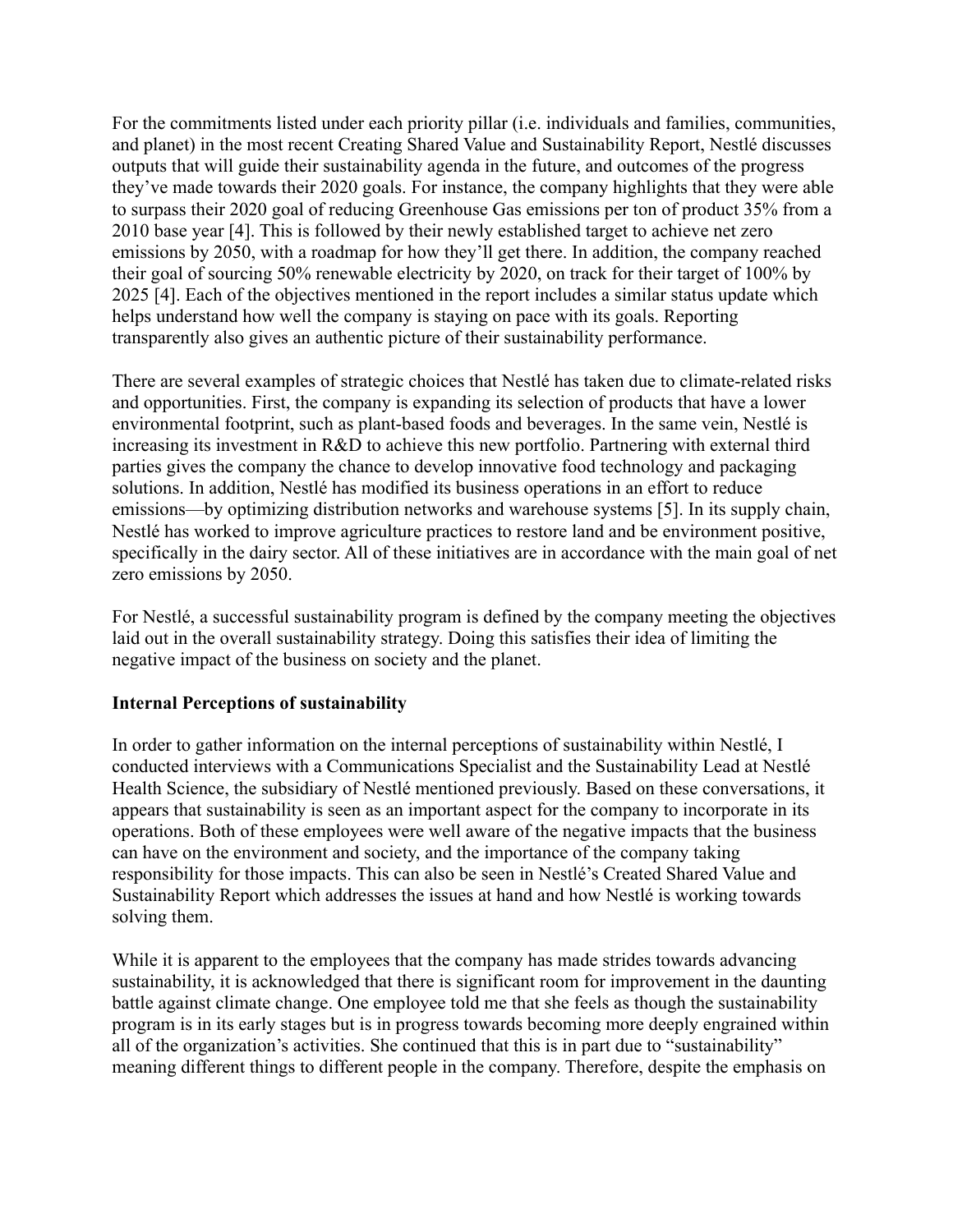For the commitments listed under each priority pillar (i.e. individuals and families, communities, and planet) in the most recent Creating Shared Value and Sustainability Report, Nestlé discusses outputs that will guide their sustainability agenda in the future, and outcomes of the progress they've made towards their 2020 goals. For instance, the company highlights that they were able to surpass their 2020 goal of reducing Greenhouse Gas emissions per ton of product 35% from a 2010 base year [4]. This is followed by their newly established target to achieve net zero emissions by 2050, with a roadmap for how they'll get there. In addition, the company reached their goal of sourcing 50% renewable electricity by 2020, on track for their target of 100% by 2025 [4]. Each of the objectives mentioned in the report includes a similar status update which helps understand how well the company is staying on pace with its goals. Reporting transparently also gives an authentic picture of their sustainability performance.

There are several examples of strategic choices that Nestlé has taken due to climate-related risks and opportunities. First, the company is expanding its selection of products that have a lower environmental footprint, such as plant-based foods and beverages. In the same vein, Nestlé is increasing its investment in R&D to achieve this new portfolio. Partnering with external third parties gives the company the chance to develop innovative food technology and packaging solutions. In addition, Nestlé has modified its business operations in an effort to reduce emissions—by optimizing distribution networks and warehouse systems [5]. In its supply chain, Nestlé has worked to improve agriculture practices to restore land and be environment positive, specifically in the dairy sector. All of these initiatives are in accordance with the main goal of net zero emissions by 2050.

For Nestlé, a successful sustainability program is defined by the company meeting the objectives laid out in the overall sustainability strategy. Doing this satisfies their idea of limiting the negative impact of the business on society and the planet.

## Internal Perceptions of sustainability

In order to gather information on the internal perceptions of sustainability within Nestlé, I conducted interviews with a Communications Specialist and the Sustainability Lead at Nestlé Health Science, the subsidiary of Nestlé mentioned previously. Based on these conversations, it appears that sustainability is seen as an important aspect for the company to incorporate in its operations. Both of these employees were well aware of the negative impacts that the business can have on the environment and society, and the importance of the company taking responsibility for those impacts. This can also be seen in Nestlé's Created Shared Value and Sustainability Report which addresses the issues at hand and how Nestlé is working towards solving them.

While it is apparent to the employees that the company has made strides towards advancing sustainability, it is acknowledged that there is significant room for improvement in the daunting battle against climate change. One employee told me that she feels as though the sustainability program is in its early stages but is in progress towards becoming more deeply engrained within all of the organization's activities. She continued that this is in part due to "sustainability" meaning different things to different people in the company. Therefore, despite the emphasis on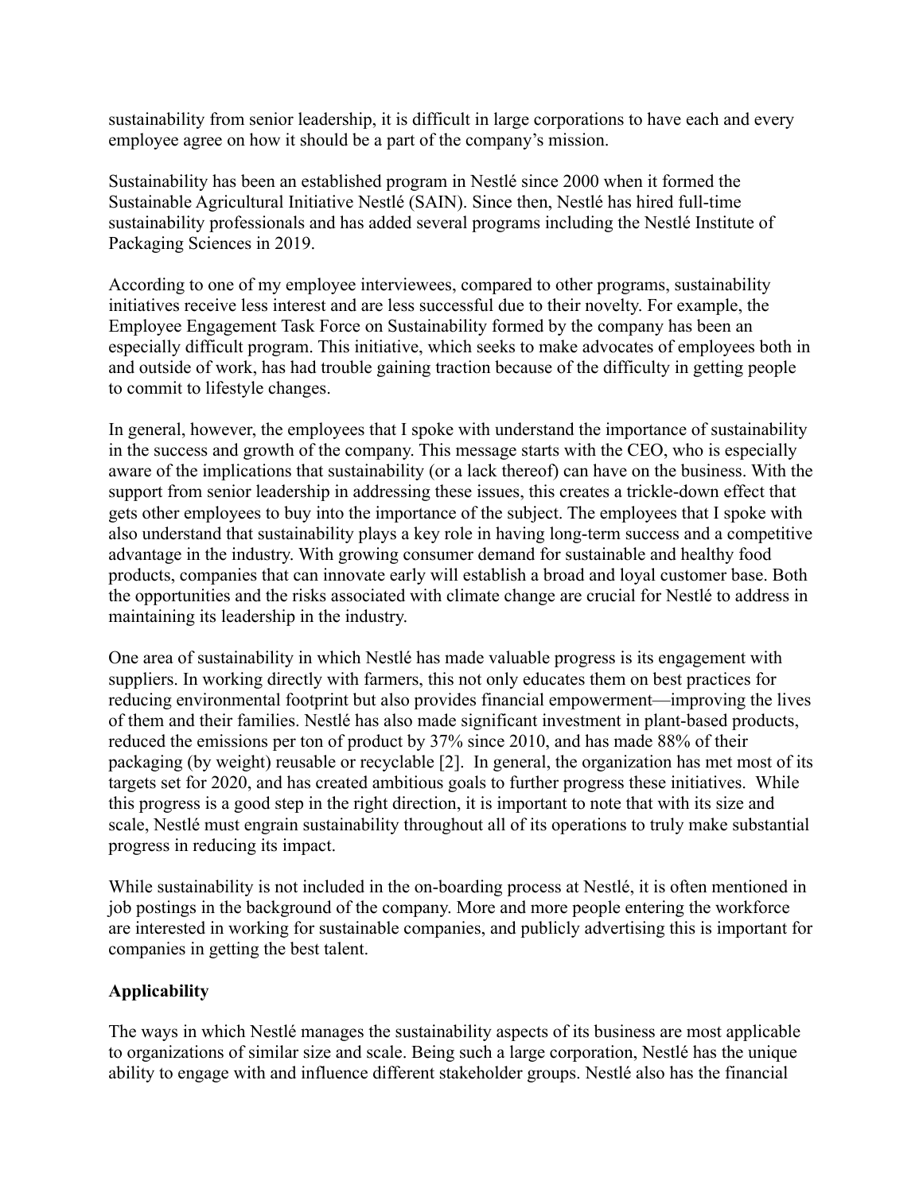sustainability from senior leadership, it is difficult in large corporations to have each and every employee agree on how it should be a part of the company's mission.

Sustainability has been an established program in Nestlé since 2000 when it formed the Sustainable Agricultural Initiative Nestlé (SAIN). Since then, Nestlé has hired full-time sustainability professionals and has added several programs including the Nestlé Institute of Packaging Sciences in 2019.

According to one of my employee interviewees, compared to other programs, sustainability initiatives receive less interest and are less successful due to their novelty. For example, the Employee Engagement Task Force on Sustainability formed by the company has been an especially difficult program. This initiative, which seeks to make advocates of employees both in and outside of work, has had trouble gaining traction because of the difficulty in getting people to commit to lifestyle changes.

In general, however, the employees that I spoke with understand the importance of sustainability in the success and growth of the company. This message starts with the CEO, who is especially aware of the implications that sustainability (or a lack thereof) can have on the business. With the support from senior leadership in addressing these issues, this creates a trickle-down effect that gets other employees to buy into the importance of the subject. The employees that I spoke with also understand that sustainability plays a key role in having long-term success and a competitive advantage in the industry. With growing consumer demand for sustainable and healthy food products, companies that can innovate early will establish a broad and loyal customer base. Both the opportunities and the risks associated with climate change are crucial for Nestlé to address in maintaining its leadership in the industry.

One area of sustainability in which Nestlé has made valuable progress is its engagement with suppliers. In working directly with farmers, this not only educates them on best practices for reducing environmental footprint but also provides financial empowerment—improving the lives of them and their families. Nestlé has also made significant investment in plant-based products, reduced the emissions per ton of product by 37% since 2010, and has made 88% of their packaging (by weight) reusable or recyclable [2]. In general, the organization has met most of its targets set for 2020, and has created ambitious goals to further progress these initiatives. While this progress is a good step in the right direction, it is important to note that with its size and scale, Nestlé must engrain sustainability throughout all of its operations to truly make substantial progress in reducing its impact.

While sustainability is not included in the on-boarding process at Nestlé, it is often mentioned in job postings in the background of the company. More and more people entering the workforce are interested in working for sustainable companies, and publicly advertising this is important for companies in getting the best talent.

**Applicability**

The ways in which Nestlé manages the sustainability aspects of its business are most applicable to organizations of similar size and scale. Being such a large corporation, Nestlé has the unique ability to engage with and influence different stakeholder groups. Nestlé also has the financial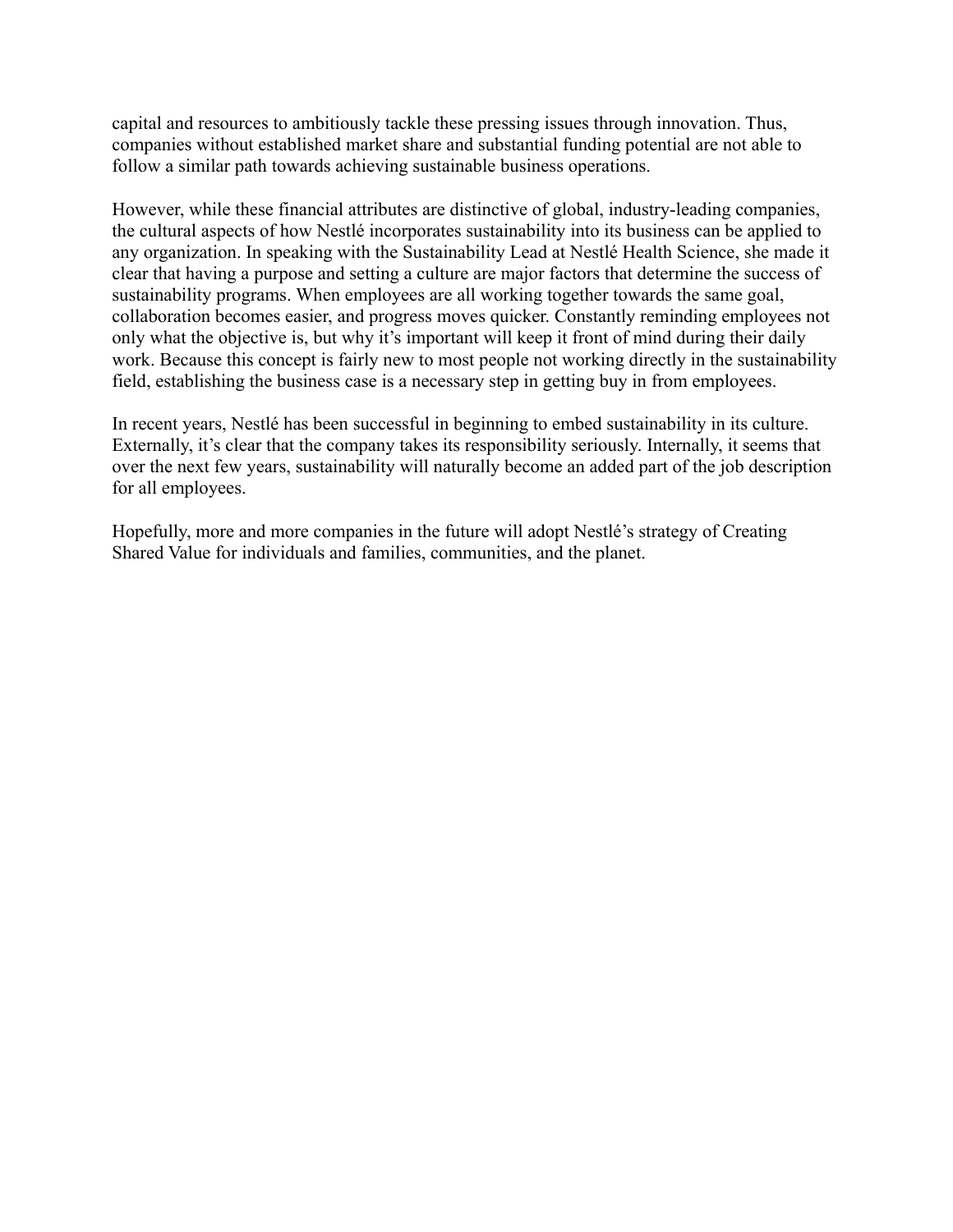capital and resources to ambitiously tackle these pressing issues through innovation. Thus, companies without established market share and substantial funding potential are not able to follow a similar path towards achieving sustainable business operations.

However, while these financial attributes are distinctive of global, industry-leading companies, the cultural aspects of how Nestlé incorporates sustainability into its business can be applied to any organization. In speaking with the Sustainability Lead at Nestlé Health Science, she made it clear that having a purpose and setting a culture are major factors that determine the success of sustainability programs. When employees are all working together towards the same goal, collaboration becomes easier, and progress moves quicker. Constantly reminding employees not only what the objective is, but why it's important will keep it front of mind during their daily work. Because this concept is fairly new to most people not working directly in the sustainability field, establishing the business case is a necessary step in getting buy in from employees.

In recent years, Nestlé has been successful in beginning to embed sustainability in its culture. Externally, it's clear that the company takes its responsibility seriously. Internally, it seems that over the next few years, sustainability will naturally become an added part of the job description for all employees.

Hopefully, more and more companies in the future will adopt Nestlé's strategy of Creating Shared Value for individuals and families, communities, and the planet.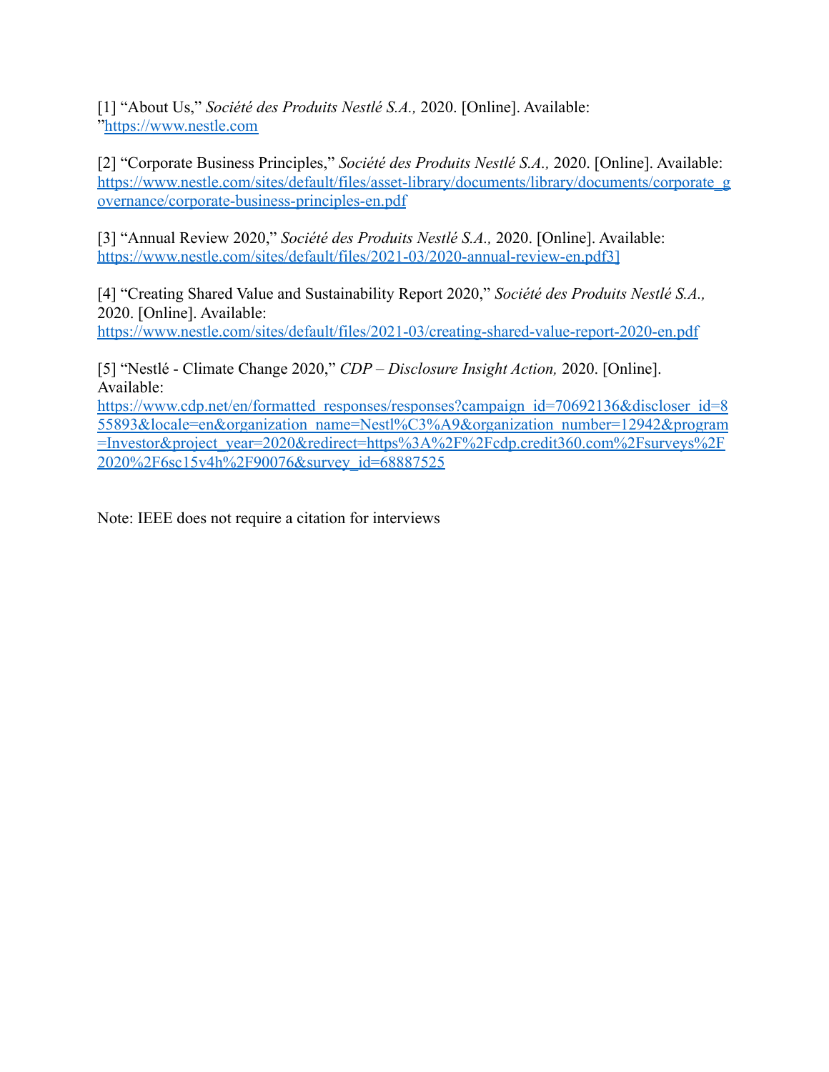[1] "About Us," *Société des Produits Nestlé S.A.,* 2020. [Online]. Available: "https://www.nestle.com

[2] "Corporate Business Principles," *Société des Produits Nestlé S.A.,* 2020. [Online]. Available: https://www.nestle.com/sites/default/files/asset-library/documents/library/documents/corporate_governance/corporate-business-principles-en.pdf

[3] "Annual Review 2020," *Société des Produits Nestlé S.A.,* 2020. [Online]. Available: https://www.nestle.com/sites/default/files/2021-03/2020-annual-review-en.pdf3]

[4] "Creating Shared Value and Sustainability Report 2020," *Société des Produits Nestlé S.A.,* 2020. [Online]. Available: https://www.nestle.com/sites/default/files/2021-03/creating-shared-value-report-2020-en.pdf

[5] "Nestlé - Climate Change 2020," *CDP – Disclosure Insight Action,* 2020. [Online]. Available: https://www.cdp.net/en/formatted_responses/responses?campaign_id=70692136&discloser_id=855893&locale=en&organization_name=Nestl%C3%A9&organization_number=12942&program=Investor&project_year=2020&redirect=https%3A%2F%2Fcdp.credit360.com%2Fsurveys%2F2020%2F6sc15v4h%2F90076&survey_id=68887525

Note: IEEE does not require a citation for interviews